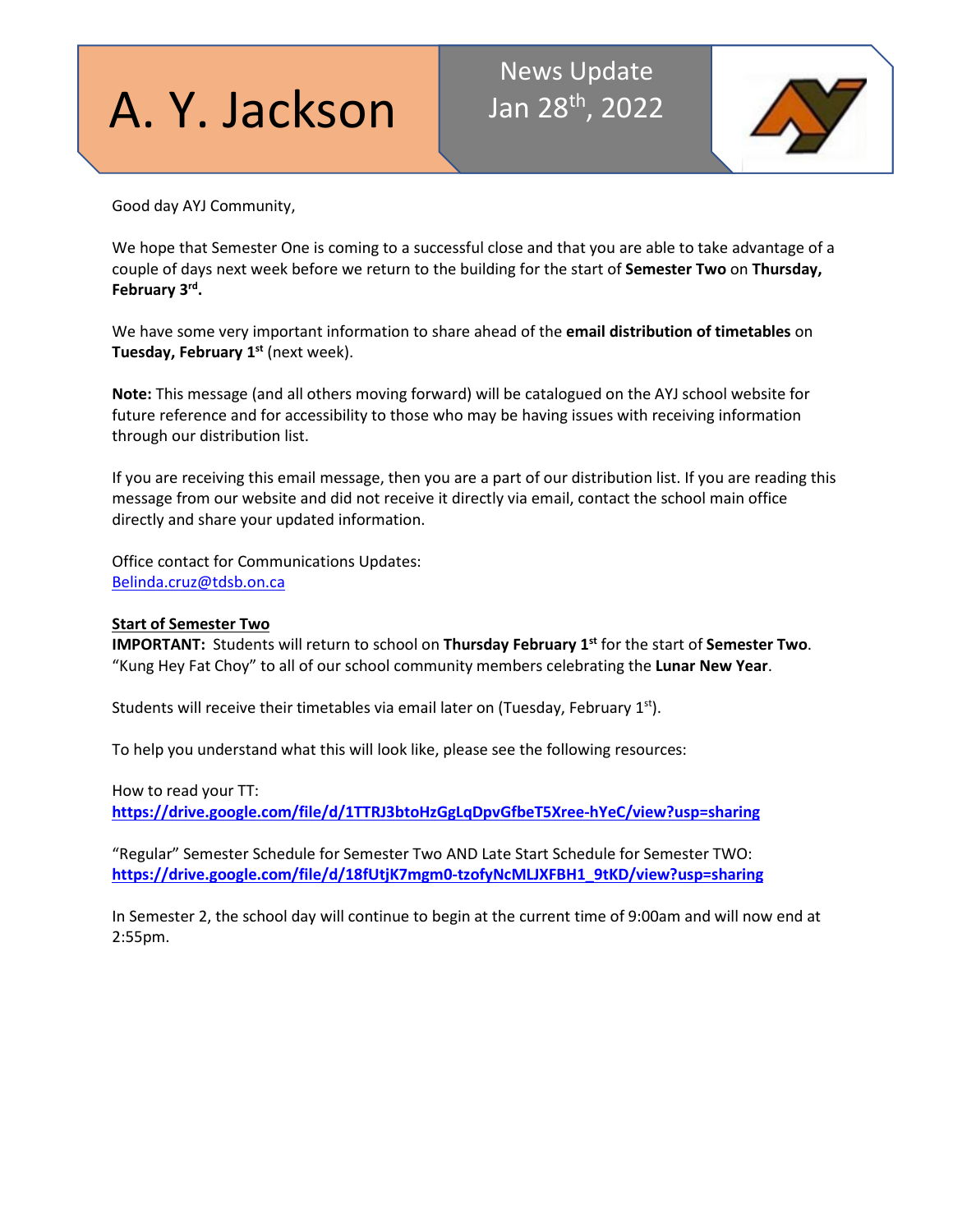# A. Y. Jackson

News Update
Jan 28th, 2022

Good day AYJ Community,

We hope that Semester One is coming to a successful close and that you are able to take advantage of a couple of days next week before we return to the building for the start of **Semester Two** on **Thursday, February 3rd.**

We have some very important information to share ahead of the **email distribution of timetables** on **Tuesday, February 1st** (next week).

**Note:** This message (and all others moving forward) will be catalogued on the AYJ school website for future reference and for accessibility to those who may be having issues with receiving information through our distribution list.

If you are receiving this email message, then you are a part of our distribution list. If you are reading this message from our website and did not receive it directly via email, contact the school main office directly and share your updated information.

Office contact for Communications Updates:
Belinda.cruz@tdsb.on.ca

**Start of Semester Two**

**IMPORTANT:** Students will return to school on **Thursday February 1st** for the start of **Semester Two**. "Kung Hey Fat Choy" to all of our school community members celebrating the **Lunar New Year**.

Students will receive their timetables via email later on (Tuesday, February 1st).

To help you understand what this will look like, please see the following resources:

How to read your TT:
**https://drive.google.com/file/d/1TTRJ3btoHzGgLqDpvGfbeT5Xree-hYeC/view?usp=sharing**

"Regular" Semester Schedule for Semester Two AND Late Start Schedule for Semester TWO:
**https://drive.google.com/file/d/18fUtjK7mgm0-tzofyNcMLJXFBH1_9tKD/view?usp=sharing**

In Semester 2, the school day will continue to begin at the current time of 9:00am and will now end at 2:55pm.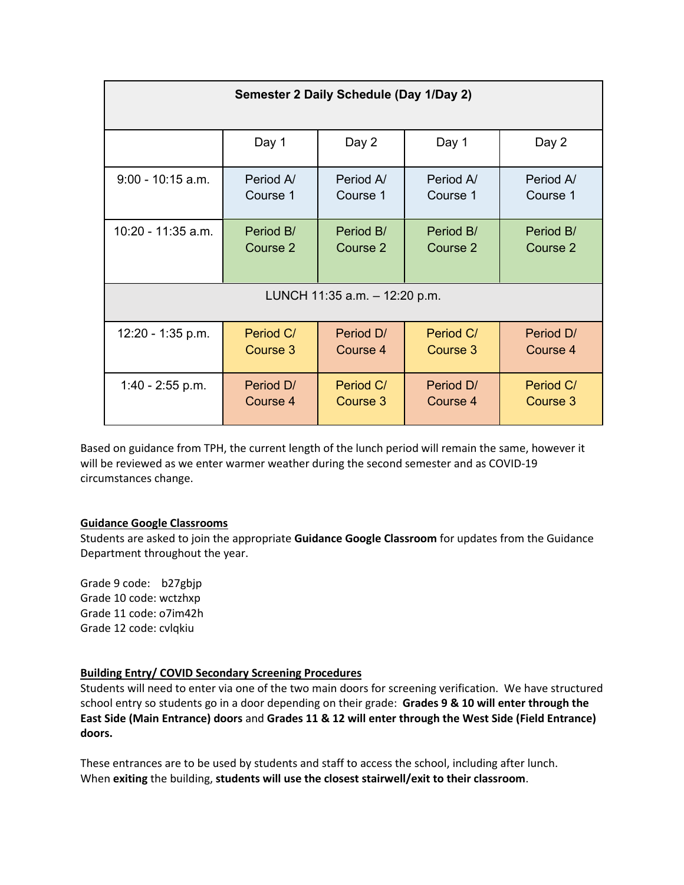| Semester 2 Daily Schedule (Day 1/Day 2) | | | | |
|---|---|---|---|---|
| | Day 1 | Day 2 | Day 1 | Day 2 |
| 9:00 - 10:15 a.m. | Period A/ Course 1 | Period A/ Course 1 | Period A/ Course 1 | Period A/ Course 1 |
| 10:20 - 11:35 a.m. | Period B/ Course 2 | Period B/ Course 2 | Period B/ Course 2 | Period B/ Course 2 |
| LUNCH 11:35 a.m. – 12:20 p.m. | | | | |
| 12:20 - 1:35 p.m. | Period C/ Course 3 | Period D/ Course 4 | Period C/ Course 3 | Period D/ Course 4 |
| 1:40 - 2:55 p.m. | Period D/ Course 4 | Period C/ Course 3 | Period D/ Course 4 | Period C/ Course 3 |

Based on guidance from TPH, the current length of the lunch period will remain the same, however it will be reviewed as we enter warmer weather during the second semester and as COVID-19 circumstances change.

**Guidance Google Classrooms**

Students are asked to join the appropriate **Guidance Google Classroom** for updates from the Guidance Department throughout the year.

Grade 9 code: b27gbjp
Grade 10 code: wctzhxp
Grade 11 code: o7im42h
Grade 12 code: cvlqkiu

**Building Entry/ COVID Secondary Screening Procedures**

Students will need to enter via one of the two main doors for screening verification. We have structured school entry so students go in a door depending on their grade: **Grades 9 & 10 will enter through the East Side (Main Entrance) doors** and **Grades 11 & 12 will enter through the West Side (Field Entrance) doors.**

These entrances are to be used by students and staff to access the school, including after lunch. When **exiting** the building, **students will use the closest stairwell/exit to their classroom**.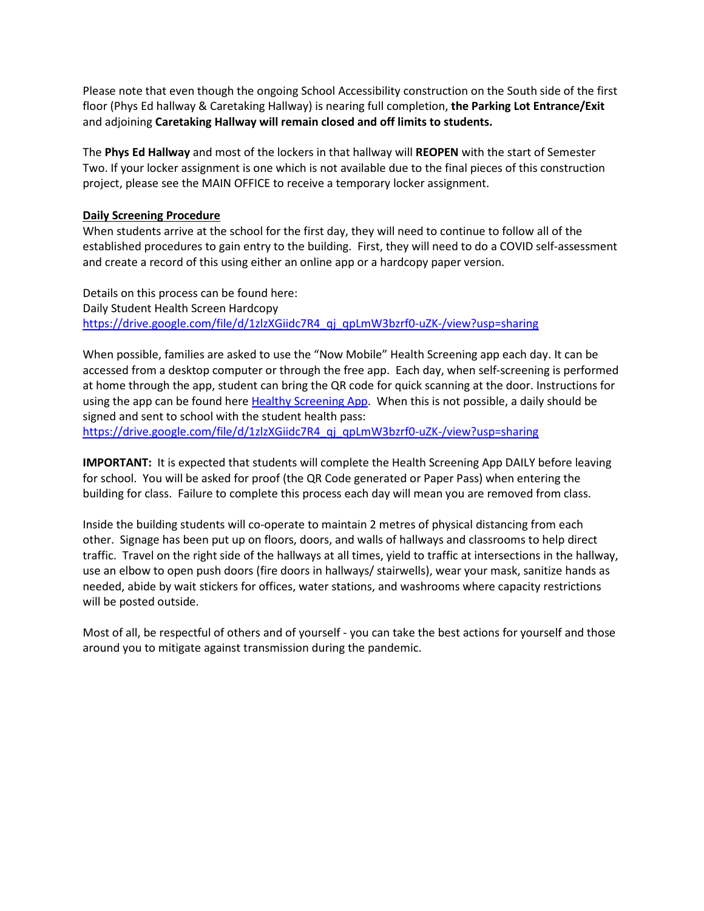Please note that even though the ongoing School Accessibility construction on the South side of the first floor (Phys Ed hallway & Caretaking Hallway) is nearing full completion, **the Parking Lot Entrance/Exit** and adjoining **Caretaking Hallway will remain closed and off limits to students.**

The **Phys Ed Hallway** and most of the lockers in that hallway will **REOPEN** with the start of Semester Two. If your locker assignment is one which is not available due to the final pieces of this construction project, please see the MAIN OFFICE to receive a temporary locker assignment.

**Daily Screening Procedure**

When students arrive at the school for the first day, they will need to continue to follow all of the established procedures to gain entry to the building. First, they will need to do a COVID self-assessment and create a record of this using either an online app or a hardcopy paper version.

Details on this process can be found here:
Daily Student Health Screen Hardcopy
https://drive.google.com/file/d/1zlzXGiidc7R4_qj_qpLmW3bzrf0-uZK-/view?usp=sharing

When possible, families are asked to use the "Now Mobile" Health Screening app each day. It can be accessed from a desktop computer or through the free app. Each day, when self-screening is performed at home through the app, student can bring the QR code for quick scanning at the door. Instructions for using the app can be found here Healthy Screening App. When this is not possible, a daily should be signed and sent to school with the student health pass:
https://drive.google.com/file/d/1zlzXGiidc7R4_qj_qpLmW3bzrf0-uZK-/view?usp=sharing

**IMPORTANT:** It is expected that students will complete the Health Screening App DAILY before leaving for school. You will be asked for proof (the QR Code generated or Paper Pass) when entering the building for class. Failure to complete this process each day will mean you are removed from class.

Inside the building students will co-operate to maintain 2 metres of physical distancing from each other. Signage has been put up on floors, doors, and walls of hallways and classrooms to help direct traffic. Travel on the right side of the hallways at all times, yield to traffic at intersections in the hallway, use an elbow to open push doors (fire doors in hallways/ stairwells), wear your mask, sanitize hands as needed, abide by wait stickers for offices, water stations, and washrooms where capacity restrictions will be posted outside.

Most of all, be respectful of others and of yourself - you can take the best actions for yourself and those around you to mitigate against transmission during the pandemic.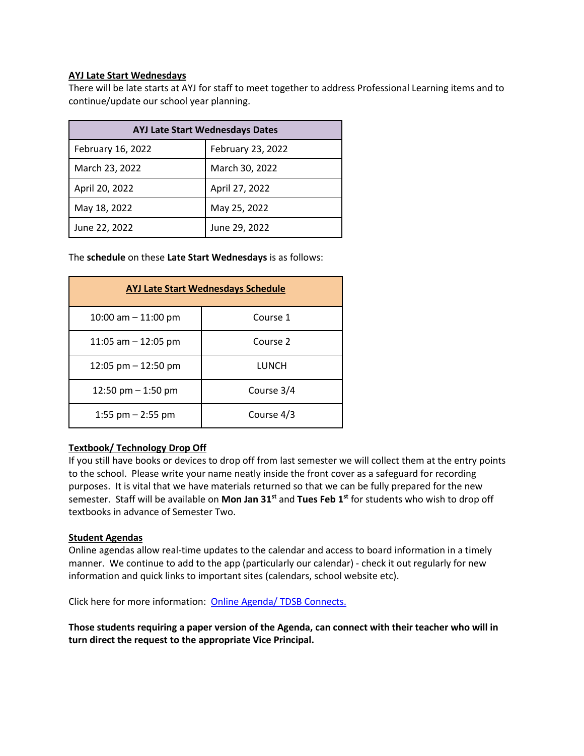## AYJ Late Start Wednesdays

There will be late starts at AYJ for staff to meet together to address Professional Learning items and to continue/update our school year planning.

| AYJ Late Start Wednesdays Dates | |
|---|---|
| February 16, 2022 | February 23, 2022 |
| March 23, 2022 | March 30, 2022 |
| April 20, 2022 | April 27, 2022 |
| May 18, 2022 | May 25, 2022 |
| June 22, 2022 | June 29, 2022 |

The **schedule** on these **Late Start Wednesdays** is as follows:

| AYJ Late Start Wednesdays Schedule | |
|---|---|
| 10:00 am – 11:00 pm | Course 1 |
| 11:05 am – 12:05 pm | Course 2 |
| 12:05 pm – 12:50 pm | LUNCH |
| 12:50 pm – 1:50 pm | Course 3/4 |
| 1:55 pm – 2:55 pm | Course 4/3 |

## Textbook/ Technology Drop Off

If you still have books or devices to drop off from last semester we will collect them at the entry points to the school. Please write your name neatly inside the front cover as a safeguard for recording purposes. It is vital that we have materials returned so that we can be fully prepared for the new semester. Staff will be available on **Mon Jan 31st** and **Tues Feb 1st** for students who wish to drop off textbooks in advance of Semester Two.

## Student Agendas

Online agendas allow real-time updates to the calendar and access to board information in a timely manner. We continue to add to the app (particularly our calendar) - check it out regularly for new information and quick links to important sites (calendars, school website etc).

Click here for more information: Online Agenda/ TDSB Connects.

**Those students requiring a paper version of the Agenda, can connect with their teacher who will in turn direct the request to the appropriate Vice Principal.**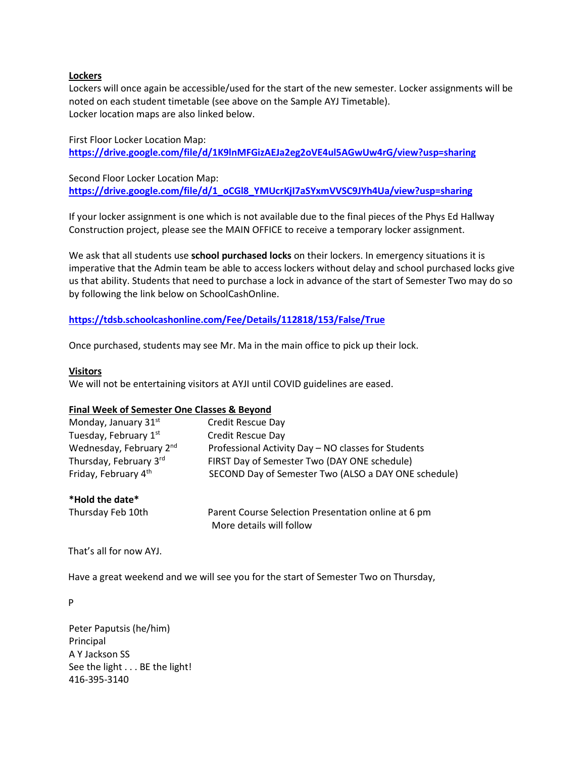**Lockers**

Lockers will once again be accessible/used for the start of the new semester. Locker assignments will be noted on each student timetable (see above on the Sample AYJ Timetable).
Locker location maps are also linked below.

First Floor Locker Location Map:
**https://drive.google.com/file/d/1K9lnMFGizAEJa2eg2oVE4ul5AGwUw4rG/view?usp=sharing**

Second Floor Locker Location Map:
**https://drive.google.com/file/d/1_oCGl8_YMUcrKjI7aSYxmVVSC9JYh4Ua/view?usp=sharing**

If your locker assignment is one which is not available due to the final pieces of the Phys Ed Hallway Construction project, please see the MAIN OFFICE to receive a temporary locker assignment.

We ask that all students use **school purchased locks** on their lockers. In emergency situations it is imperative that the Admin team be able to access lockers without delay and school purchased locks give us that ability. Students that need to purchase a lock in advance of the start of Semester Two may do so by following the link below on SchoolCashOnline.

**https://tdsb.schoolcashonline.com/Fee/Details/112818/153/False/True**

Once purchased, students may see Mr. Ma in the main office to pick up their lock.

**Visitors**

We will not be entertaining visitors at AYJI until COVID guidelines are eased.

**Final Week of Semester One Classes & Beyond**

| | |
|---|---|
| Monday, January 31st | Credit Rescue Day |
| Tuesday, February 1st | Credit Rescue Day |
| Wednesday, February 2nd | Professional Activity Day – NO classes for Students |
| Thursday, February 3rd | FIRST Day of Semester Two (DAY ONE schedule) |
| Friday, February 4th | SECOND Day of Semester Two (ALSO a DAY ONE schedule) |

**\*Hold the date\***

| | |
|---|---|
| Thursday Feb 10th | Parent Course Selection Presentation online at 6 pm<br>More details will follow |

That's all for now AYJ.

Have a great weekend and we will see you for the start of Semester Two on Thursday,

P

Peter Paputsis (he/him)
Principal
A Y Jackson SS
See the light . . . BE the light!
416-395-3140